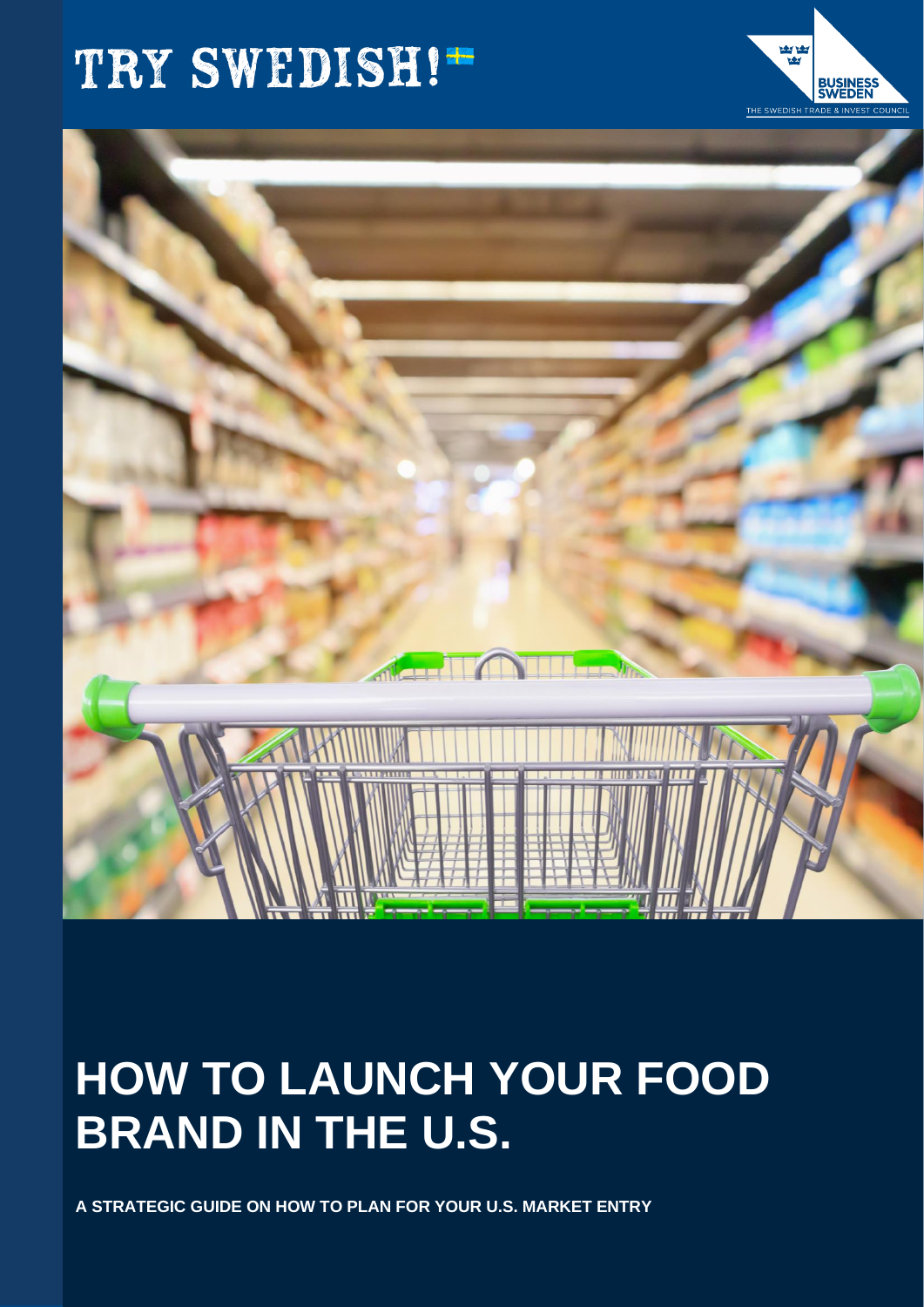TRY SWEDISH!

BUSINESS SWEDEN

THE SWEDISH TRADE & INVEST COUNCIL

# HOW TO LAUNCH YOUR FOOD BRAND IN THE U.S.

**A STRATEGIC GUIDE ON HOW TO PLAN FOR YOUR U.S. MARKET ENTRY**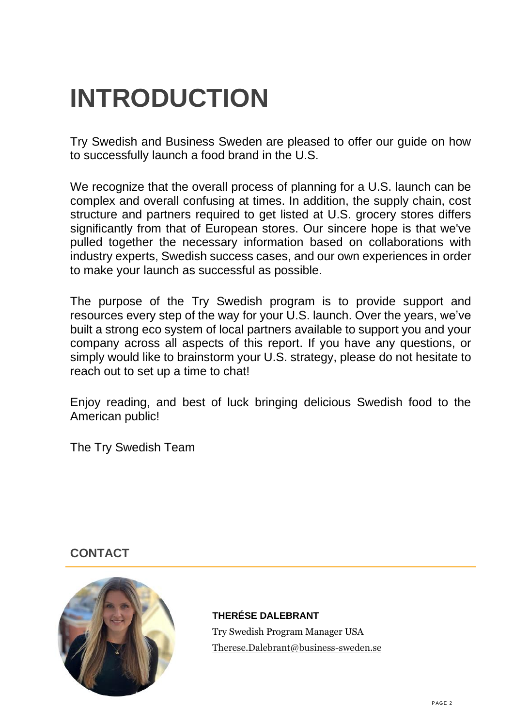# INTRODUCTION

Try Swedish and Business Sweden are pleased to offer our guide on how to successfully launch a food brand in the U.S.

We recognize that the overall process of planning for a U.S. launch can be complex and overall confusing at times. In addition, the supply chain, cost structure and partners required to get listed at U.S. grocery stores differs significantly from that of European stores. Our sincere hope is that we've pulled together the necessary information based on collaborations with industry experts, Swedish success cases, and our own experiences in order to make your launch as successful as possible.

The purpose of the Try Swedish program is to provide support and resources every step of the way for your U.S. launch. Over the years, we've built a strong eco system of local partners available to support you and your company across all aspects of this report. If you have any questions, or simply would like to brainstorm your U.S. strategy, please do not hesitate to reach out to set up a time to chat!

Enjoy reading, and best of luck bringing delicious Swedish food to the American public!

The Try Swedish Team

## CONTACT

**THERÉSE DALEBRANT**

Try Swedish Program Manager USA

Therese.Dalebrant@business-sweden.se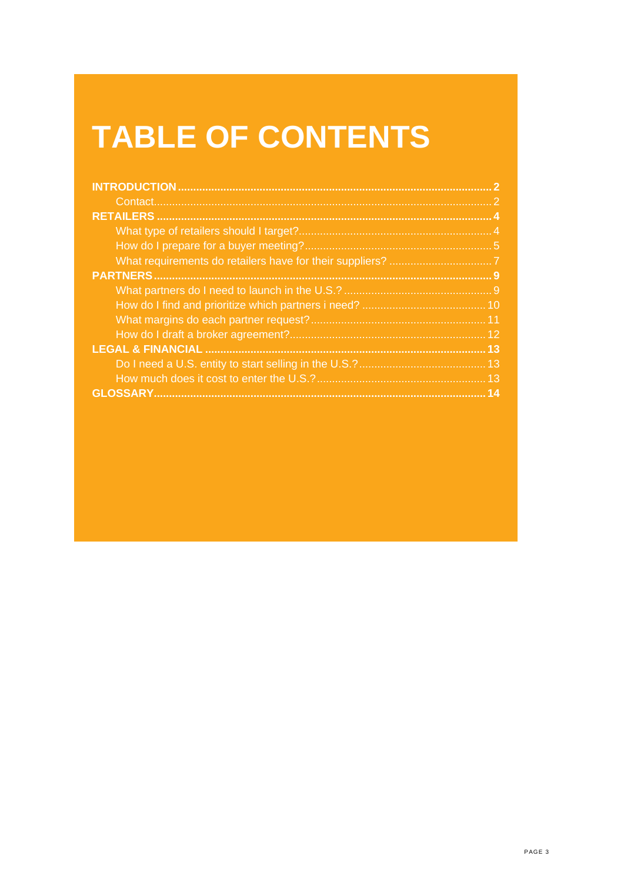# TABLE OF CONTENTS

**INTRODUCTION** .......... **2**
- Contact .......... 2

**RETAILERS** .......... **4**
- What type of retailers should I target? .......... 4
- How do I prepare for a buyer meeting? .......... 5
- What requirements do retailers have for their suppliers? .......... 7

**PARTNERS** .......... **9**
- What partners do I need to launch in the U.S.? .......... 9
- How do I find and prioritize which partners i need? .......... 10
- What margins do each partner request? .......... 11
- How do I draft a broker agreement? .......... 12

**LEGAL & FINANCIAL** .......... **13**
- Do I need a U.S. entity to start selling in the U.S.? .......... 13
- How much does it cost to enter the U.S.? .......... 13

**GLOSSARY** .......... **14**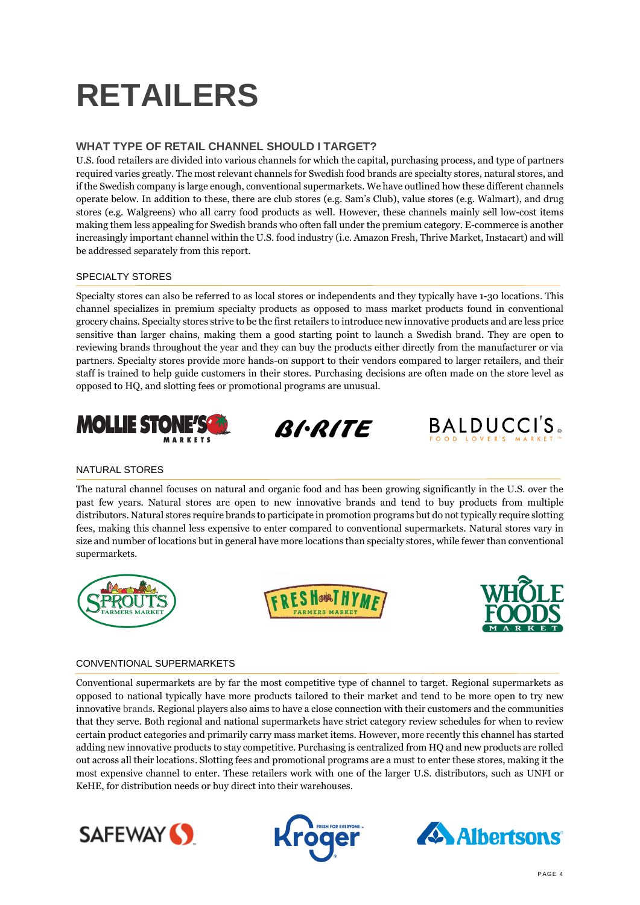# RETAILERS

## WHAT TYPE OF RETAIL CHANNEL SHOULD I TARGET?

U.S. food retailers are divided into various channels for which the capital, purchasing process, and type of partners required varies greatly. The most relevant channels for Swedish food brands are specialty stores, natural stores, and if the Swedish company is large enough, conventional supermarkets. We have outlined how these different channels operate below. In addition to these, there are club stores (e.g. Sam's Club), value stores (e.g. Walmart), and drug stores (e.g. Walgreens) who all carry food products as well. However, these channels mainly sell low-cost items making them less appealing for Swedish brands who often fall under the premium category. E-commerce is another increasingly important channel within the U.S. food industry (i.e. Amazon Fresh, Thrive Market, Instacart) and will be addressed separately from this report.

### SPECIALTY STORES

Specialty stores can also be referred to as local stores or independents and they typically have 1-30 locations. This channel specializes in premium specialty products as opposed to mass market products found in conventional grocery chains. Specialty stores strive to be the first retailers to introduce new innovative products and are less price sensitive than larger chains, making them a good starting point to launch a Swedish brand. They are open to reviewing brands throughout the year and they can buy the products either directly from the manufacturer or via partners. Specialty stores provide more hands-on support to their vendors compared to larger retailers, and their staff is trained to help guide customers in their stores. Purchasing decisions are often made on the store level as opposed to HQ, and slotting fees or promotional programs are unusual.

### NATURAL STORES

The natural channel focuses on natural and organic food and has been growing significantly in the U.S. over the past few years. Natural stores are open to new innovative brands and tend to buy products from multiple distributors. Natural stores require brands to participate in promotion programs but do not typically require slotting fees, making this channel less expensive to enter compared to conventional supermarkets. Natural stores vary in size and number of locations but in general have more locations than specialty stores, while fewer than conventional supermarkets.

### CONVENTIONAL SUPERMARKETS

Conventional supermarkets are by far the most competitive type of channel to target. Regional supermarkets as opposed to national typically have more products tailored to their market and tend to be more open to try new innovative brands. Regional players also aims to have a close connection with their customers and the communities that they serve. Both regional and national supermarkets have strict category review schedules for when to review certain product categories and primarily carry mass market items. However, more recently this channel has started adding new innovative products to stay competitive. Purchasing is centralized from HQ and new products are rolled out across all their locations. Slotting fees and promotional programs are a must to enter these stores, making it the most expensive channel to enter. These retailers work with one of the larger U.S. distributors, such as UNFI or KeHE, for distribution needs or buy direct into their warehouses.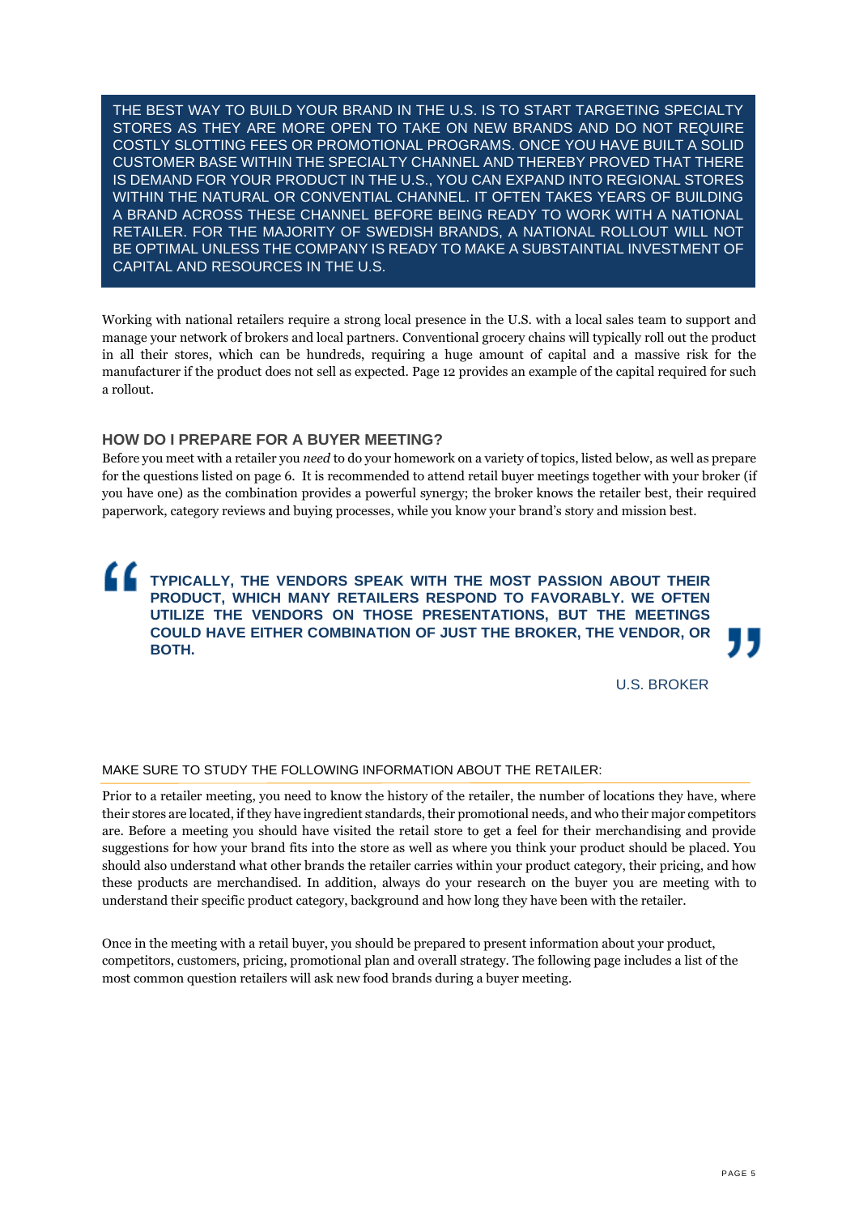THE BEST WAY TO BUILD YOUR BRAND IN THE U.S. IS TO START TARGETING SPECIALTY STORES AS THEY ARE MORE OPEN TO TAKE ON NEW BRANDS AND DO NOT REQUIRE COSTLY SLOTTING FEES OR PROMOTIONAL PROGRAMS. ONCE YOU HAVE BUILT A SOLID CUSTOMER BASE WITHIN THE SPECIALTY CHANNEL AND THEREBY PROVED THAT THERE IS DEMAND FOR YOUR PRODUCT IN THE U.S., YOU CAN EXPAND INTO REGIONAL STORES WITHIN THE NATURAL OR CONVENTIAL CHANNEL. IT OFTEN TAKES YEARS OF BUILDING A BRAND ACROSS THESE CHANNEL BEFORE BEING READY TO WORK WITH A NATIONAL RETAILER. FOR THE MAJORITY OF SWEDISH BRANDS, A NATIONAL ROLLOUT WILL NOT BE OPTIMAL UNLESS THE COMPANY IS READY TO MAKE A SUBSTAINTIAL INVESTMENT OF CAPITAL AND RESOURCES IN THE U.S.

Working with national retailers require a strong local presence in the U.S. with a local sales team to support and manage your network of brokers and local partners. Conventional grocery chains will typically roll out the product in all their stores, which can be hundreds, requiring a huge amount of capital and a massive risk for the manufacturer if the product does not sell as expected. Page 12 provides an example of the capital required for such a rollout.

## HOW DO I PREPARE FOR A BUYER MEETING?

Before you meet with a retailer you *need* to do your homework on a variety of topics, listed below, as well as prepare for the questions listed on page 6. It is recommended to attend retail buyer meetings together with your broker (if you have one) as the combination provides a powerful synergy; the broker knows the retailer best, their required paperwork, category reviews and buying processes, while you know your brand's story and mission best.

> **TYPICALLY, THE VENDORS SPEAK WITH THE MOST PASSION ABOUT THEIR PRODUCT, WHICH MANY RETAILERS RESPOND TO FAVORABLY. WE OFTEN UTILIZE THE VENDORS ON THOSE PRESENTATIONS, BUT THE MEETINGS COULD HAVE EITHER COMBINATION OF JUST THE BROKER, THE VENDOR, OR BOTH.**
>
> U.S. BROKER

### MAKE SURE TO STUDY THE FOLLOWING INFORMATION ABOUT THE RETAILER:

Prior to a retailer meeting, you need to know the history of the retailer, the number of locations they have, where their stores are located, if they have ingredient standards, their promotional needs, and who their major competitors are. Before a meeting you should have visited the retail store to get a feel for their merchandising and provide suggestions for how your brand fits into the store as well as where you think your product should be placed. You should also understand what other brands the retailer carries within your product category, their pricing, and how these products are merchandised. In addition, always do your research on the buyer you are meeting with to understand their specific product category, background and how long they have been with the retailer.

Once in the meeting with a retail buyer, you should be prepared to present information about your product, competitors, customers, pricing, promotional plan and overall strategy. The following page includes a list of the most common question retailers will ask new food brands during a buyer meeting.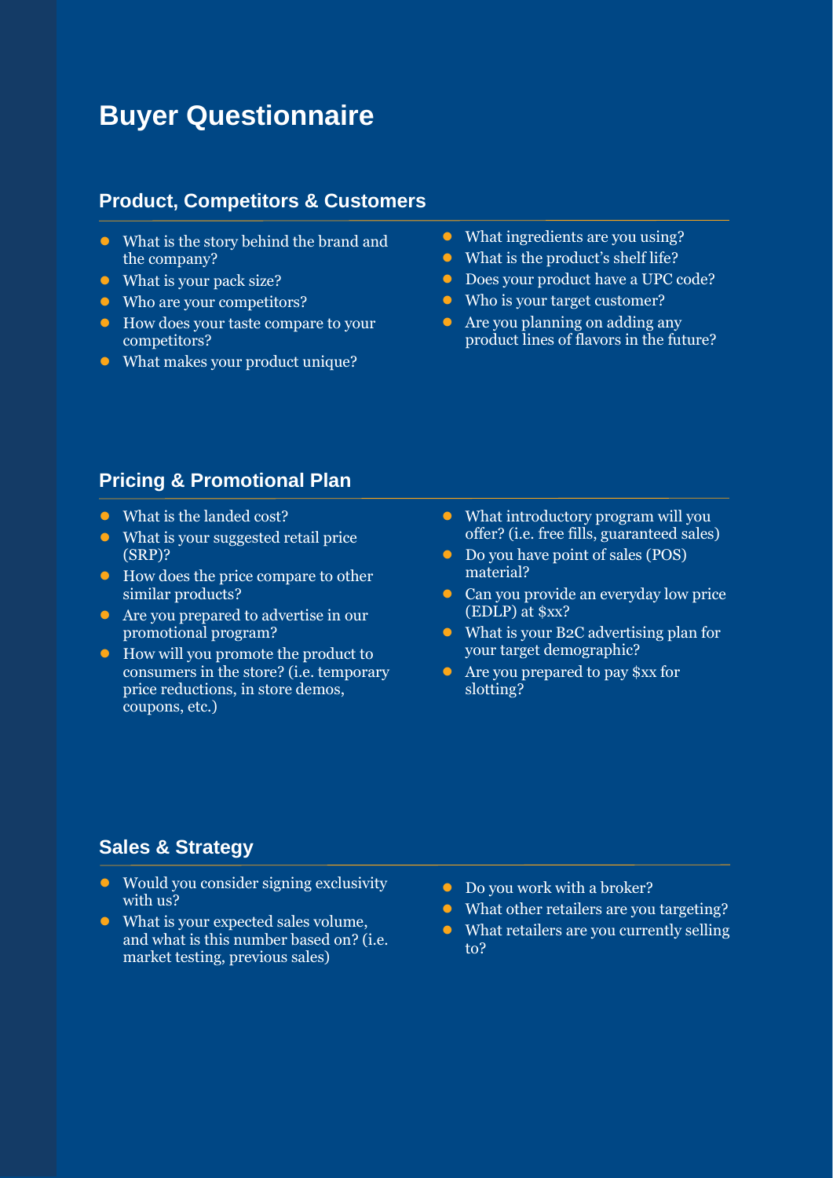# Buyer Questionnaire

## Product, Competitors & Customers

- What is the story behind the brand and the company?
- What is your pack size?
- Who are your competitors?
- How does your taste compare to your competitors?
- What makes your product unique?
- What ingredients are you using?
- What is the product's shelf life?
- Does your product have a UPC code?
- Who is your target customer?
- Are you planning on adding any product lines of flavors in the future?

## Pricing & Promotional Plan

- What is the landed cost?
- What is your suggested retail price (SRP)?
- How does the price compare to other similar products?
- Are you prepared to advertise in our promotional program?
- How will you promote the product to consumers in the store? (i.e. temporary price reductions, in store demos, coupons, etc.)
- What introductory program will you offer? (i.e. free fills, guaranteed sales)
- Do you have point of sales (POS) material?
- Can you provide an everyday low price (EDLP) at $xx?
- What is your B2C advertising plan for your target demographic?
- Are you prepared to pay $xx for slotting?

## Sales & Strategy

- Would you consider signing exclusivity with us?
- What is your expected sales volume, and what is this number based on? (i.e. market testing, previous sales)
- Do you work with a broker?
- What other retailers are you targeting?
- What retailers are you currently selling to?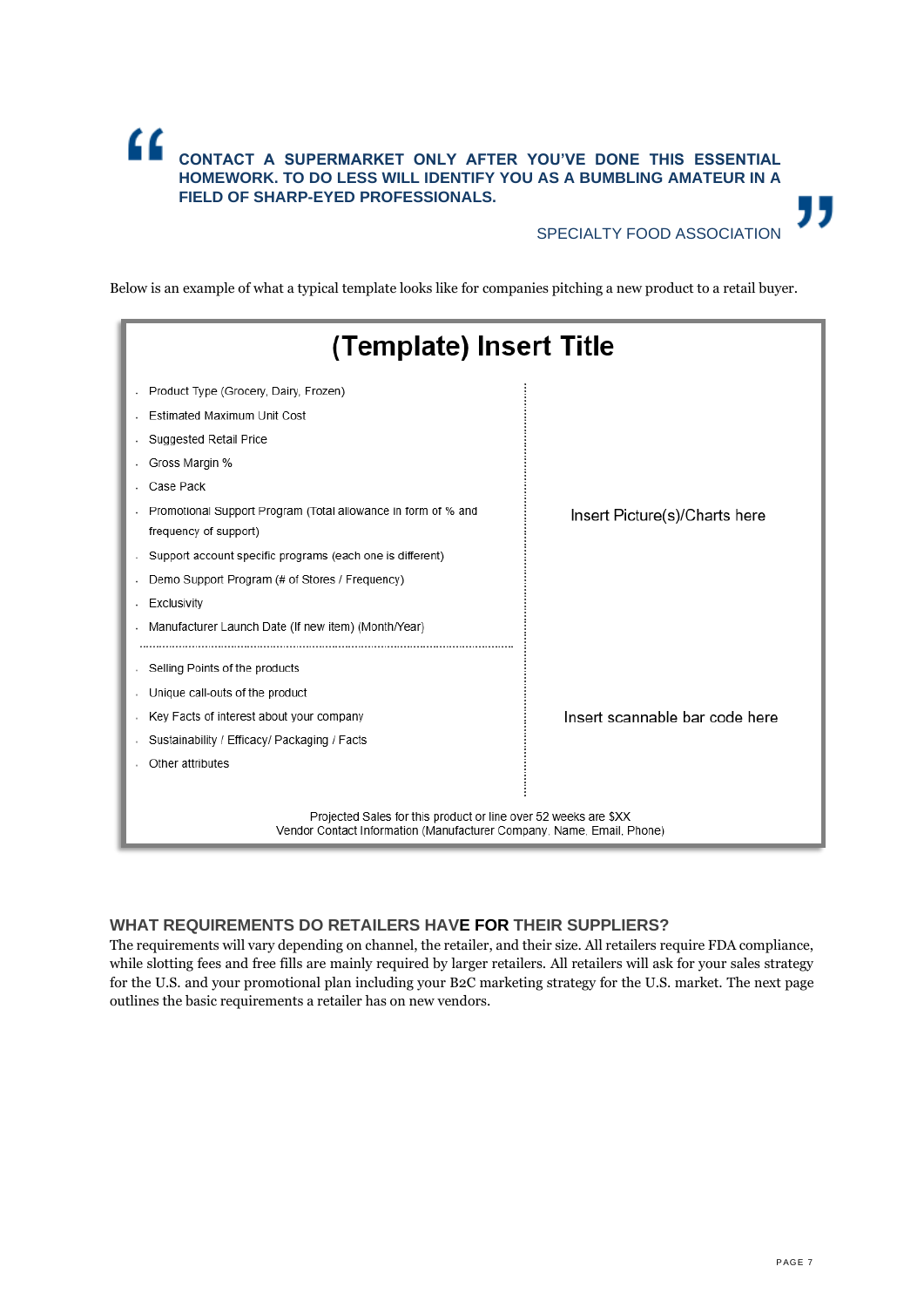> **CONTACT A SUPERMARKET ONLY AFTER YOU'VE DONE THIS ESSENTIAL HOMEWORK. TO DO LESS WILL IDENTIFY YOU AS A BUMBLING AMATEUR IN A FIELD OF SHARP-EYED PROFESSIONALS.**
>
> SPECIALTY FOOD ASSOCIATION

Below is an example of what a typical template looks like for companies pitching a new product to a retail buyer.

## (Template) Insert Title

- Product Type (Grocery, Dairy, Frozen)
- Estimated Maximum Unit Cost
- Suggested Retail Price
- Gross Margin %
- Case Pack
- Promotional Support Program (Total allowance in form of % and frequency of support)
- Support account specific programs (each one is different)
- Demo Support Program (# of Stores / Frequency)
- Exclusivity
- Manufacturer Launch Date (If new item) (Month/Year)

Insert Picture(s)/Charts here

- Selling Points of the products
- Unique call-outs of the product
- Key Facts of interest about your company
- Sustainability / Efficacy/ Packaging / Facts
- Other attributes

Insert scannable bar code here

Projected Sales for this product or line over 52 weeks are $XX
Vendor Contact Information (Manufacturer Company, Name, Email, Phone)

### WHAT REQUIREMENTS DO RETAILERS HAVE FOR THEIR SUPPLIERS?

The requirements will vary depending on channel, the retailer, and their size. All retailers require FDA compliance, while slotting fees and free fills are mainly required by larger retailers. All retailers will ask for your sales strategy for the U.S. and your promotional plan including your B2C marketing strategy for the U.S. market. The next page outlines the basic requirements a retailer has on new vendors.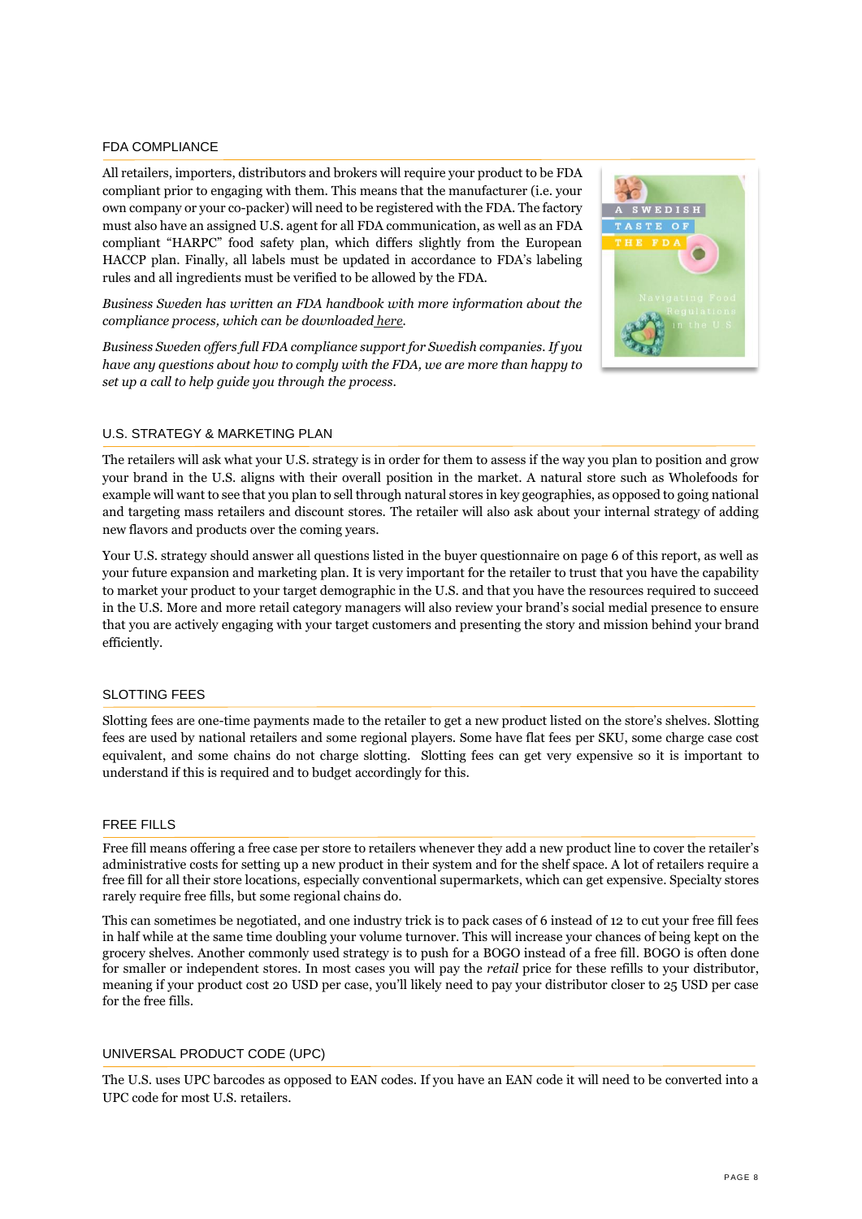## FDA COMPLIANCE

All retailers, importers, distributors and brokers will require your product to be FDA compliant prior to engaging with them. This means that the manufacturer (i.e. your own company or your co-packer) will need to be registered with the FDA. The factory must also have an assigned U.S. agent for all FDA communication, as well as an FDA compliant "HARPC" food safety plan, which differs slightly from the European HACCP plan. Finally, all labels must be updated in accordance to FDA's labeling rules and all ingredients must be verified to be allowed by the FDA.

*Business Sweden has written an FDA handbook with more information about the compliance process, which can be downloaded here.*

*Business Sweden offers full FDA compliance support for Swedish companies. If you have any questions about how to comply with the FDA, we are more than happy to set up a call to help guide you through the process.*

## U.S. STRATEGY & MARKETING PLAN

The retailers will ask what your U.S. strategy is in order for them to assess if the way you plan to position and grow your brand in the U.S. aligns with their overall position in the market. A natural store such as Wholefoods for example will want to see that you plan to sell through natural stores in key geographies, as opposed to going national and targeting mass retailers and discount stores. The retailer will also ask about your internal strategy of adding new flavors and products over the coming years.

Your U.S. strategy should answer all questions listed in the buyer questionnaire on page 6 of this report, as well as your future expansion and marketing plan. It is very important for the retailer to trust that you have the capability to market your product to your target demographic in the U.S. and that you have the resources required to succeed in the U.S. More and more retail category managers will also review your brand's social medial presence to ensure that you are actively engaging with your target customers and presenting the story and mission behind your brand efficiently.

## SLOTTING FEES

Slotting fees are one-time payments made to the retailer to get a new product listed on the store's shelves. Slotting fees are used by national retailers and some regional players. Some have flat fees per SKU, some charge case cost equivalent, and some chains do not charge slotting. Slotting fees can get very expensive so it is important to understand if this is required and to budget accordingly for this.

## FREE FILLS

Free fill means offering a free case per store to retailers whenever they add a new product line to cover the retailer's administrative costs for setting up a new product in their system and for the shelf space. A lot of retailers require a free fill for all their store locations, especially conventional supermarkets, which can get expensive. Specialty stores rarely require free fills, but some regional chains do.

This can sometimes be negotiated, and one industry trick is to pack cases of 6 instead of 12 to cut your free fill fees in half while at the same time doubling your volume turnover. This will increase your chances of being kept on the grocery shelves. Another commonly used strategy is to push for a BOGO instead of a free fill. BOGO is often done for smaller or independent stores. In most cases you will pay the *retail* price for these refills to your distributor, meaning if your product cost 20 USD per case, you'll likely need to pay your distributor closer to 25 USD per case for the free fills.

## UNIVERSAL PRODUCT CODE (UPC)

The U.S. uses UPC barcodes as opposed to EAN codes. If you have an EAN code it will need to be converted into a UPC code for most U.S. retailers.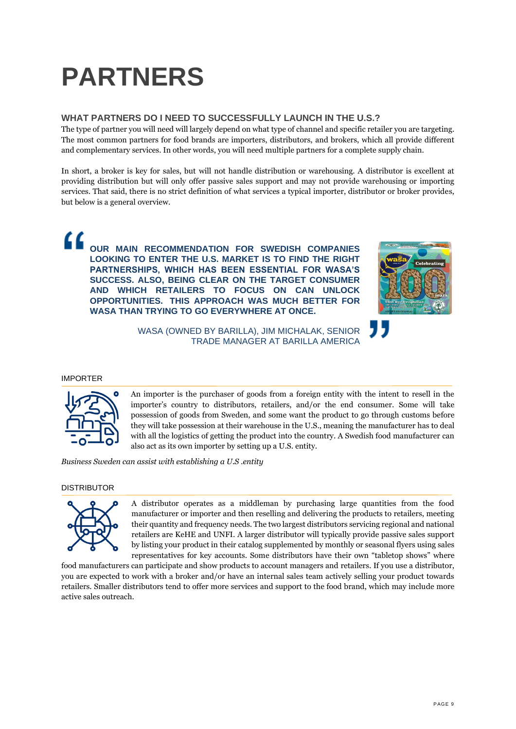# PARTNERS

## WHAT PARTNERS DO I NEED TO SUCCESSFULLY LAUNCH IN THE U.S.?

The type of partner you will need will largely depend on what type of channel and specific retailer you are targeting. The most common partners for food brands are importers, distributors, and brokers, which all provide different and complementary services. In other words, you will need multiple partners for a complete supply chain.

In short, a broker is key for sales, but will not handle distribution or warehousing. A distributor is excellent at providing distribution but will only offer passive sales support and may not provide warehousing or importing services. That said, there is no strict definition of what services a typical importer, distributor or broker provides, but below is a general overview.

> **OUR MAIN RECOMMENDATION FOR SWEDISH COMPANIES LOOKING TO ENTER THE U.S. MARKET IS TO FIND THE RIGHT PARTNERSHIPS, WHICH HAS BEEN ESSENTIAL FOR WASA'S SUCCESS. ALSO, BEING CLEAR ON THE TARGET CONSUMER AND WHICH RETAILERS TO FOCUS ON CAN UNLOCK OPPORTUNITIES. THIS APPROACH WAS MUCH BETTER FOR WASA THAN TRYING TO GO EVERYWHERE AT ONCE.**
>
> WASA (OWNED BY BARILLA), JIM MICHALAK, SENIOR TRADE MANAGER AT BARILLA AMERICA

### IMPORTER

An importer is the purchaser of goods from a foreign entity with the intent to resell in the importer's country to distributors, retailers, and/or the end consumer. Some will take possession of goods from Sweden, and some want the product to go through customs before they will take possession at their warehouse in the U.S., meaning the manufacturer has to deal with all the logistics of getting the product into the country. A Swedish food manufacturer can also act as its own importer by setting up a U.S. entity.

*Business Sweden can assist with establishing a U.S .entity*

### DISTRIBUTOR

A distributor operates as a middleman by purchasing large quantities from the food manufacturer or importer and then reselling and delivering the products to retailers, meeting their quantity and frequency needs. The two largest distributors servicing regional and national retailers are KeHE and UNFI. A larger distributor will typically provide passive sales support by listing your product in their catalog supplemented by monthly or seasonal flyers using sales representatives for key accounts. Some distributors have their own "tabletop shows" where food manufacturers can participate and show products to account managers and retailers. If you use a distributor, you are expected to work with a broker and/or have an internal sales team actively selling your product towards retailers. Smaller distributors tend to offer more services and support to the food brand, which may include more active sales outreach.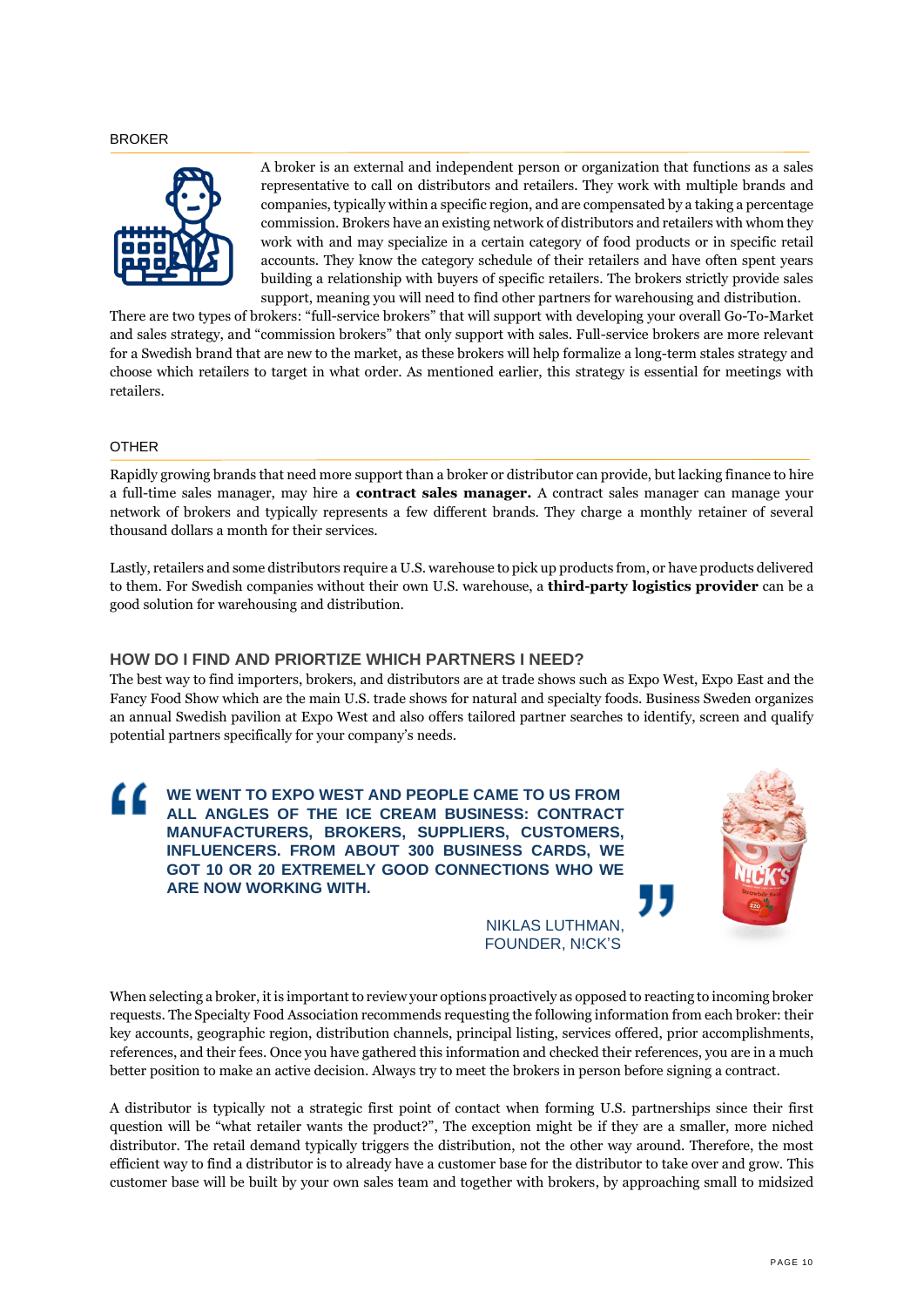BROKER

A broker is an external and independent person or organization that functions as a sales representative to call on distributors and retailers. They work with multiple brands and companies, typically within a specific region, and are compensated by a taking a percentage commission. Brokers have an existing network of distributors and retailers with whom they work with and may specialize in a certain category of food products or in specific retail accounts. They know the category schedule of their retailers and have often spent years building a relationship with buyers of specific retailers. The brokers strictly provide sales support, meaning you will need to find other partners for warehousing and distribution.

There are two types of brokers: "full-service brokers" that will support with developing your overall Go-To-Market and sales strategy, and "commission brokers" that only support with sales. Full-service brokers are more relevant for a Swedish brand that are new to the market, as these brokers will help formalize a long-term stales strategy and choose which retailers to target in what order. As mentioned earlier, this strategy is essential for meetings with retailers.

OTHER

Rapidly growing brands that need more support than a broker or distributor can provide, but lacking finance to hire a full-time sales manager, may hire a **contract sales manager.** A contract sales manager can manage your network of brokers and typically represents a few different brands. They charge a monthly retainer of several thousand dollars a month for their services.

Lastly, retailers and some distributors require a U.S. warehouse to pick up products from, or have products delivered to them. For Swedish companies without their own U.S. warehouse, a **third-party logistics provider** can be a good solution for warehousing and distribution.

## HOW DO I FIND AND PRIORTIZE WHICH PARTNERS I NEED?

The best way to find importers, brokers, and distributors are at trade shows such as Expo West, Expo East and the Fancy Food Show which are the main U.S. trade shows for natural and specialty foods. Business Sweden organizes an annual Swedish pavilion at Expo West and also offers tailored partner searches to identify, screen and qualify potential partners specifically for your company's needs.

> **WE WENT TO EXPO WEST AND PEOPLE CAME TO US FROM ALL ANGLES OF THE ICE CREAM BUSINESS: CONTRACT MANUFACTURERS, BROKERS, SUPPLIERS, CUSTOMERS, INFLUENCERS. FROM ABOUT 300 BUSINESS CARDS, WE GOT 10 OR 20 EXTREMELY GOOD CONNECTIONS WHO WE ARE NOW WORKING WITH.**
>
> NIKLAS LUTHMAN, FOUNDER, N!CK'S

When selecting a broker, it is important to review your options proactively as opposed to reacting to incoming broker requests. The Specialty Food Association recommends requesting the following information from each broker: their key accounts, geographic region, distribution channels, principal listing, services offered, prior accomplishments, references, and their fees. Once you have gathered this information and checked their references, you are in a much better position to make an active decision. Always try to meet the brokers in person before signing a contract.

A distributor is typically not a strategic first point of contact when forming U.S. partnerships since their first question will be "what retailer wants the product?", The exception might be if they are a smaller, more niched distributor. The retail demand typically triggers the distribution, not the other way around. Therefore, the most efficient way to find a distributor is to already have a customer base for the distributor to take over and grow. This customer base will be built by your own sales team and together with brokers, by approaching small to midsized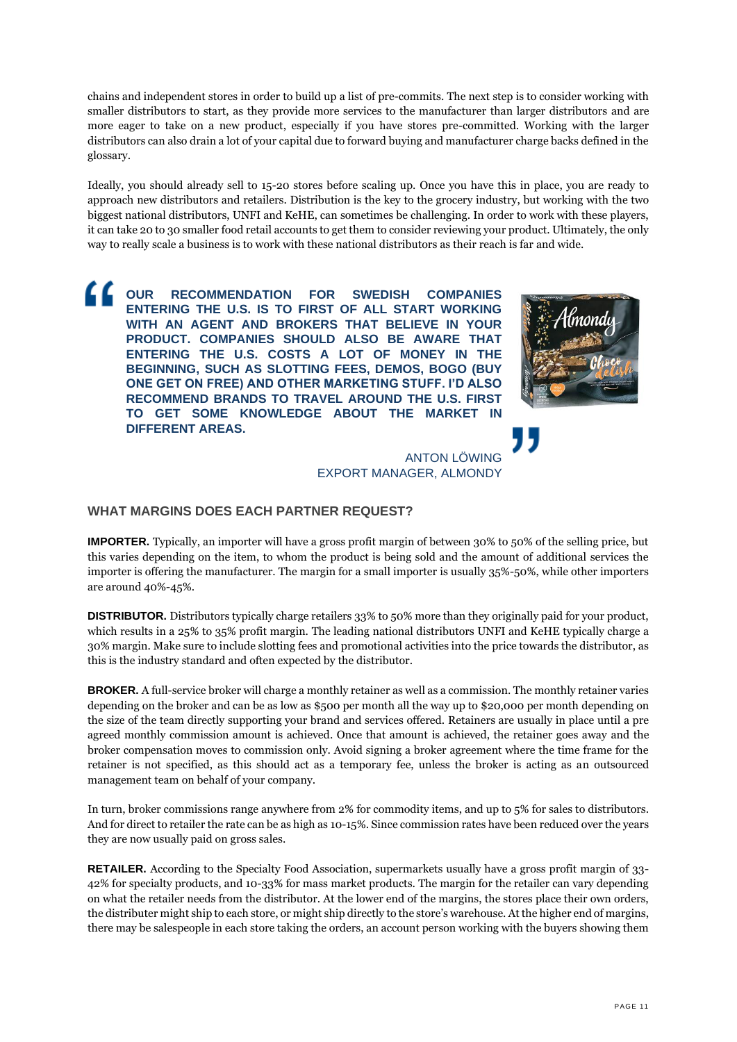chains and independent stores in order to build up a list of pre-commits. The next step is to consider working with smaller distributors to start, as they provide more services to the manufacturer than larger distributors and are more eager to take on a new product, especially if you have stores pre-committed. Working with the larger distributors can also drain a lot of your capital due to forward buying and manufacturer charge backs defined in the glossary.

Ideally, you should already sell to 15-20 stores before scaling up. Once you have this in place, you are ready to approach new distributors and retailers. Distribution is the key to the grocery industry, but working with the two biggest national distributors, UNFI and KeHE, can sometimes be challenging. In order to work with these players, it can take 20 to 30 smaller food retail accounts to get them to consider reviewing your product. Ultimately, the only way to really scale a business is to work with these national distributors as their reach is far and wide.

> **OUR RECOMMENDATION FOR SWEDISH COMPANIES ENTERING THE U.S. IS TO FIRST OF ALL START WORKING WITH AN AGENT AND BROKERS THAT BELIEVE IN YOUR PRODUCT. COMPANIES SHOULD ALSO BE AWARE THAT ENTERING THE U.S. COSTS A LOT OF MONEY IN THE BEGINNING, SUCH AS SLOTTING FEES, DEMOS, BOGO (BUY ONE GET ON FREE) AND OTHER MARKETING STUFF. I'D ALSO RECOMMEND BRANDS TO TRAVEL AROUND THE U.S. FIRST TO GET SOME KNOWLEDGE ABOUT THE MARKET IN DIFFERENT AREAS.**
>
> ANTON LÖWING
> EXPORT MANAGER, ALMONDY

## WHAT MARGINS DOES EACH PARTNER REQUEST?

**IMPORTER.** Typically, an importer will have a gross profit margin of between 30% to 50% of the selling price, but this varies depending on the item, to whom the product is being sold and the amount of additional services the importer is offering the manufacturer. The margin for a small importer is usually 35%-50%, while other importers are around 40%-45%.

**DISTRIBUTOR.** Distributors typically charge retailers 33% to 50% more than they originally paid for your product, which results in a 25% to 35% profit margin. The leading national distributors UNFI and KeHE typically charge a 30% margin. Make sure to include slotting fees and promotional activities into the price towards the distributor, as this is the industry standard and often expected by the distributor.

**BROKER.** A full-service broker will charge a monthly retainer as well as a commission. The monthly retainer varies depending on the broker and can be as low as $500 per month all the way up to $20,000 per month depending on the size of the team directly supporting your brand and services offered. Retainers are usually in place until a pre agreed monthly commission amount is achieved. Once that amount is achieved, the retainer goes away and the broker compensation moves to commission only. Avoid signing a broker agreement where the time frame for the retainer is not specified, as this should act as a temporary fee, unless the broker is acting as an outsourced management team on behalf of your company.

In turn, broker commissions range anywhere from 2% for commodity items, and up to 5% for sales to distributors. And for direct to retailer the rate can be as high as 10-15%. Since commission rates have been reduced over the years they are now usually paid on gross sales.

**RETAILER.** According to the Specialty Food Association, supermarkets usually have a gross profit margin of 33-42% for specialty products, and 10-33% for mass market products. The margin for the retailer can vary depending on what the retailer needs from the distributor. At the lower end of the margins, the stores place their own orders, the distributer might ship to each store, or might ship directly to the store's warehouse. At the higher end of margins, there may be salespeople in each store taking the orders, an account person working with the buyers showing them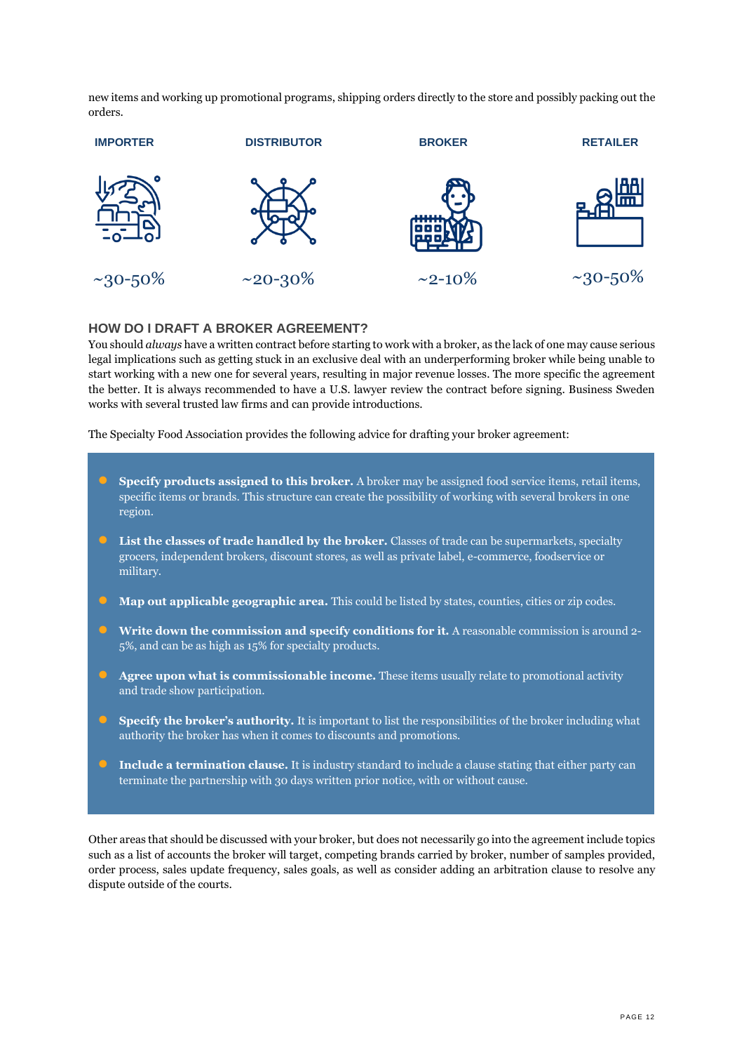new items and working up promotional programs, shipping orders directly to the store and possibly packing out the orders.

| IMPORTER | DISTRIBUTOR | BROKER | RETAILER |
| --- | --- | --- | --- |
| ~30-50% | ~20-30% | ~2-10% | ~30-50% |

## HOW DO I DRAFT A BROKER AGREEMENT?

You should *always* have a written contract before starting to work with a broker, as the lack of one may cause serious legal implications such as getting stuck in an exclusive deal with an underperforming broker while being unable to start working with a new one for several years, resulting in major revenue losses. The more specific the agreement the better. It is always recommended to have a U.S. lawyer review the contract before signing. Business Sweden works with several trusted law firms and can provide introductions.

The Specialty Food Association provides the following advice for drafting your broker agreement:

- **Specify products assigned to this broker.** A broker may be assigned food service items, retail items, specific items or brands. This structure can create the possibility of working with several brokers in one region.
- **List the classes of trade handled by the broker.** Classes of trade can be supermarkets, specialty grocers, independent brokers, discount stores, as well as private label, e-commerce, foodservice or military.
- **Map out applicable geographic area.** This could be listed by states, counties, cities or zip codes.
- **Write down the commission and specify conditions for it.** A reasonable commission is around 2-5%, and can be as high as 15% for specialty products.
- **Agree upon what is commissionable income.** These items usually relate to promotional activity and trade show participation.
- **Specify the broker's authority.** It is important to list the responsibilities of the broker including what authority the broker has when it comes to discounts and promotions.
- **Include a termination clause.** It is industry standard to include a clause stating that either party can terminate the partnership with 30 days written prior notice, with or without cause.

Other areas that should be discussed with your broker, but does not necessarily go into the agreement include topics such as a list of accounts the broker will target, competing brands carried by broker, number of samples provided, order process, sales update frequency, sales goals, as well as consider adding an arbitration clause to resolve any dispute outside of the courts.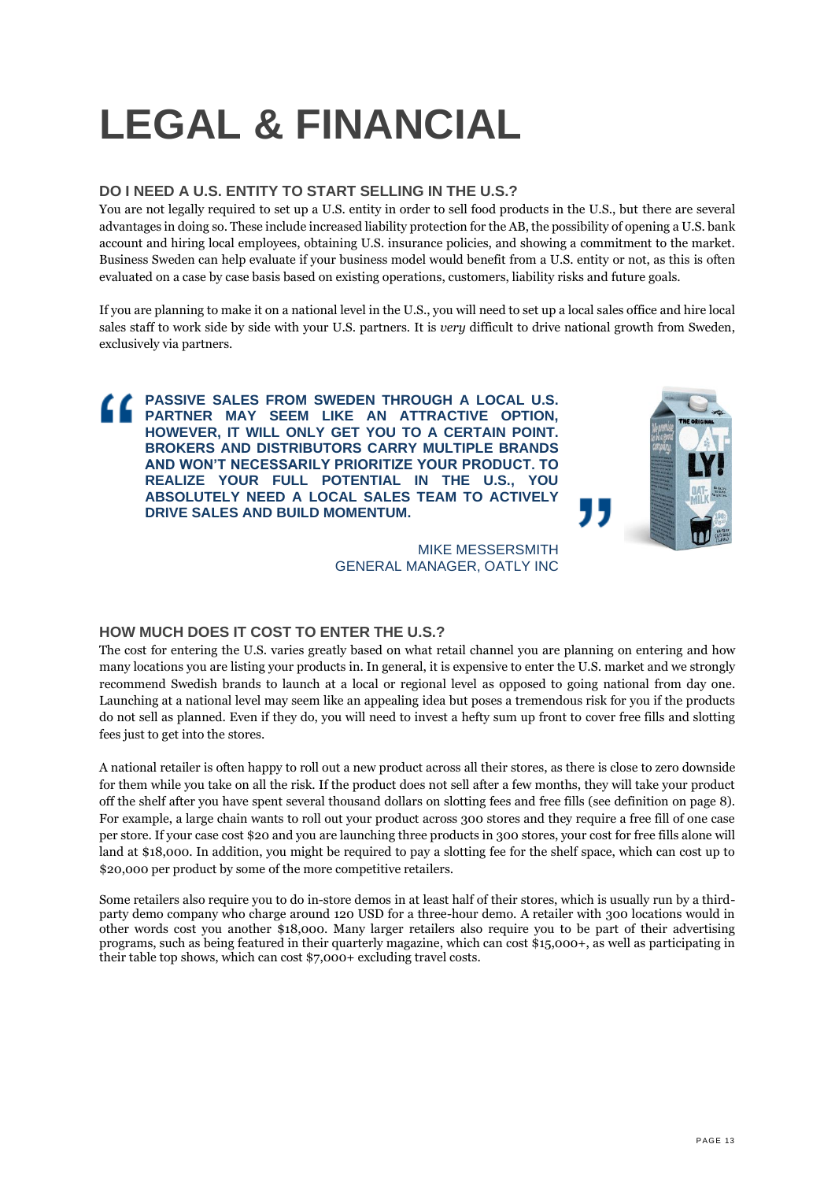# LEGAL & FINANCIAL

### DO I NEED A U.S. ENTITY TO START SELLING IN THE U.S.?

You are not legally required to set up a U.S. entity in order to sell food products in the U.S., but there are several advantages in doing so. These include increased liability protection for the AB, the possibility of opening a U.S. bank account and hiring local employees, obtaining U.S. insurance policies, and showing a commitment to the market. Business Sweden can help evaluate if your business model would benefit from a U.S. entity or not, as this is often evaluated on a case by case basis based on existing operations, customers, liability risks and future goals.

If you are planning to make it on a national level in the U.S., you will need to set up a local sales office and hire local sales staff to work side by side with your U.S. partners. It is *very* difficult to drive national growth from Sweden, exclusively via partners.

> **PASSIVE SALES FROM SWEDEN THROUGH A LOCAL U.S. PARTNER MAY SEEM LIKE AN ATTRACTIVE OPTION, HOWEVER, IT WILL ONLY GET YOU TO A CERTAIN POINT. BROKERS AND DISTRIBUTORS CARRY MULTIPLE BRANDS AND WON'T NECESSARILY PRIORITIZE YOUR PRODUCT. TO REALIZE YOUR FULL POTENTIAL IN THE U.S., YOU ABSOLUTELY NEED A LOCAL SALES TEAM TO ACTIVELY DRIVE SALES AND BUILD MOMENTUM.**
>
> MIKE MESSERSMITH
> GENERAL MANAGER, OATLY INC

### HOW MUCH DOES IT COST TO ENTER THE U.S.?

The cost for entering the U.S. varies greatly based on what retail channel you are planning on entering and how many locations you are listing your products in. In general, it is expensive to enter the U.S. market and we strongly recommend Swedish brands to launch at a local or regional level as opposed to going national from day one. Launching at a national level may seem like an appealing idea but poses a tremendous risk for you if the products do not sell as planned. Even if they do, you will need to invest a hefty sum up front to cover free fills and slotting fees just to get into the stores.

A national retailer is often happy to roll out a new product across all their stores, as there is close to zero downside for them while you take on all the risk. If the product does not sell after a few months, they will take your product off the shelf after you have spent several thousand dollars on slotting fees and free fills (see definition on page 8). For example, a large chain wants to roll out your product across 300 stores and they require a free fill of one case per store. If your case cost $20 and you are launching three products in 300 stores, your cost for free fills alone will land at $18,000. In addition, you might be required to pay a slotting fee for the shelf space, which can cost up to $20,000 per product by some of the more competitive retailers.

Some retailers also require you to do in-store demos in at least half of their stores, which is usually run by a third-party demo company who charge around 120 USD for a three-hour demo. A retailer with 300 locations would in other words cost you another $18,000. Many larger retailers also require you to be part of their advertising programs, such as being featured in their quarterly magazine, which can cost $15,000+, as well as participating in their table top shows, which can cost $7,000+ excluding travel costs.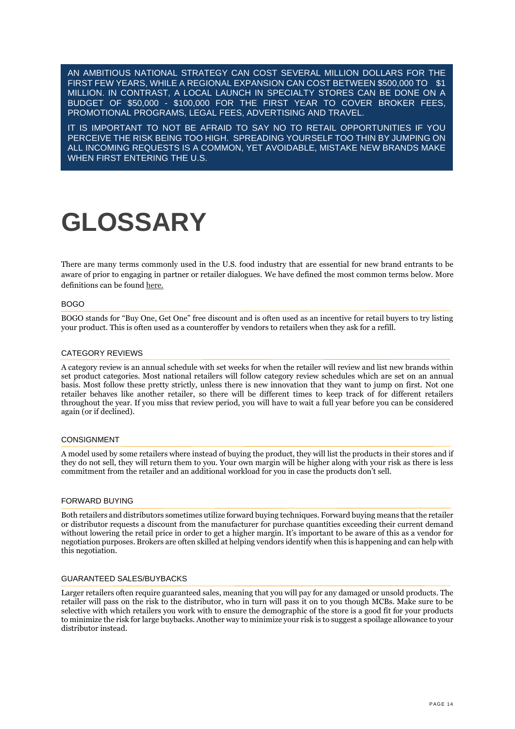AN AMBITIOUS NATIONAL STRATEGY CAN COST SEVERAL MILLION DOLLARS FOR THE FIRST FEW YEARS, WHILE A REGIONAL EXPANSION CAN COST BETWEEN $500,000 TO $1 MILLION. IN CONTRAST, A LOCAL LAUNCH IN SPECIALTY STORES CAN BE DONE ON A BUDGET OF $50,000 - $100,000 FOR THE FIRST YEAR TO COVER BROKER FEES, PROMOTIONAL PROGRAMS, LEGAL FEES, ADVERTISING AND TRAVEL.

IT IS IMPORTANT TO NOT BE AFRAID TO SAY NO TO RETAIL OPPORTUNITIES IF YOU PERCEIVE THE RISK BEING TOO HIGH. SPREADING YOURSELF TOO THIN BY JUMPING ON ALL INCOMING REQUESTS IS A COMMON, YET AVOIDABLE, MISTAKE NEW BRANDS MAKE WHEN FIRST ENTERING THE U.S.

# GLOSSARY

There are many terms commonly used in the U.S. food industry that are essential for new brand entrants to be aware of prior to engaging in partner or retailer dialogues. We have defined the most common terms below. More definitions can be found here.

### BOGO

BOGO stands for "Buy One, Get One" free discount and is often used as an incentive for retail buyers to try listing your product. This is often used as a counteroffer by vendors to retailers when they ask for a refill.

### CATEGORY REVIEWS

A category review is an annual schedule with set weeks for when the retailer will review and list new brands within set product categories. Most national retailers will follow category review schedules which are set on an annual basis. Most follow these pretty strictly, unless there is new innovation that they want to jump on first. Not one retailer behaves like another retailer, so there will be different times to keep track of for different retailers throughout the year. If you miss that review period, you will have to wait a full year before you can be considered again (or if declined).

### CONSIGNMENT

A model used by some retailers where instead of buying the product, they will list the products in their stores and if they do not sell, they will return them to you. Your own margin will be higher along with your risk as there is less commitment from the retailer and an additional workload for you in case the products don't sell.

### FORWARD BUYING

Both retailers and distributors sometimes utilize forward buying techniques. Forward buying means that the retailer or distributor requests a discount from the manufacturer for purchase quantities exceeding their current demand without lowering the retail price in order to get a higher margin. It's important to be aware of this as a vendor for negotiation purposes. Brokers are often skilled at helping vendors identify when this is happening and can help with this negotiation.

### GUARANTEED SALES/BUYBACKS

Larger retailers often require guaranteed sales, meaning that you will pay for any damaged or unsold products. The retailer will pass on the risk to the distributor, who in turn will pass it on to you though MCBs. Make sure to be selective with which retailers you work with to ensure the demographic of the store is a good fit for your products to minimize the risk for large buybacks. Another way to minimize your risk is to suggest a spoilage allowance to your distributor instead.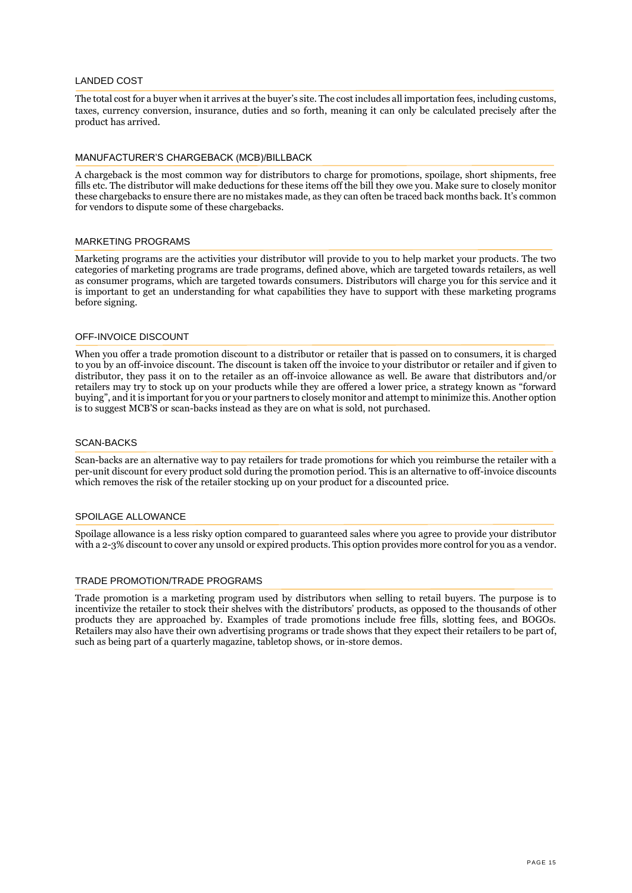### LANDED COST

The total cost for a buyer when it arrives at the buyer's site. The cost includes all importation fees, including customs, taxes, currency conversion, insurance, duties and so forth, meaning it can only be calculated precisely after the product has arrived.

### MANUFACTURER'S CHARGEBACK (MCB)/BILLBACK

A chargeback is the most common way for distributors to charge for promotions, spoilage, short shipments, free fills etc. The distributor will make deductions for these items off the bill they owe you. Make sure to closely monitor these chargebacks to ensure there are no mistakes made, as they can often be traced back months back. It's common for vendors to dispute some of these chargebacks.

### MARKETING PROGRAMS

Marketing programs are the activities your distributor will provide to you to help market your products. The two categories of marketing programs are trade programs, defined above, which are targeted towards retailers, as well as consumer programs, which are targeted towards consumers. Distributors will charge you for this service and it is important to get an understanding for what capabilities they have to support with these marketing programs before signing.

### OFF-INVOICE DISCOUNT

When you offer a trade promotion discount to a distributor or retailer that is passed on to consumers, it is charged to you by an off-invoice discount. The discount is taken off the invoice to your distributor or retailer and if given to distributor, they pass it on to the retailer as an off-invoice allowance as well. Be aware that distributors and/or retailers may try to stock up on your products while they are offered a lower price, a strategy known as "forward buying", and it is important for you or your partners to closely monitor and attempt to minimize this. Another option is to suggest MCB'S or scan-backs instead as they are on what is sold, not purchased.

### SCAN-BACKS

Scan-backs are an alternative way to pay retailers for trade promotions for which you reimburse the retailer with a per-unit discount for every product sold during the promotion period. This is an alternative to off-invoice discounts which removes the risk of the retailer stocking up on your product for a discounted price.

### SPOILAGE ALLOWANCE

Spoilage allowance is a less risky option compared to guaranteed sales where you agree to provide your distributor with a 2-3% discount to cover any unsold or expired products. This option provides more control for you as a vendor.

### TRADE PROMOTION/TRADE PROGRAMS

Trade promotion is a marketing program used by distributors when selling to retail buyers. The purpose is to incentivize the retailer to stock their shelves with the distributors' products, as opposed to the thousands of other products they are approached by. Examples of trade promotions include free fills, slotting fees, and BOGOs. Retailers may also have their own advertising programs or trade shows that they expect their retailers to be part of, such as being part of a quarterly magazine, tabletop shows, or in-store demos.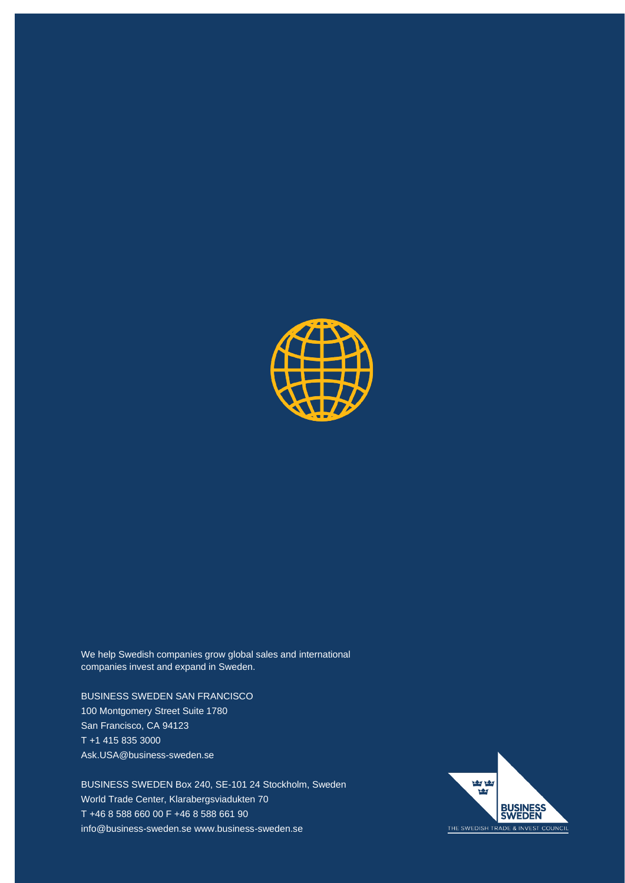We help Swedish companies grow global sales and international companies invest and expand in Sweden.

BUSINESS SWEDEN SAN FRANCISCO
100 Montgomery Street Suite 1780
San Francisco, CA 94123
T +1 415 835 3000
Ask.USA@business-sweden.se

BUSINESS SWEDEN Box 240, SE-101 24 Stockholm, Sweden
World Trade Center, Klarabergsviadukten 70
T +46 8 588 660 00 F +46 8 588 661 90
info@business-sweden.se www.business-sweden.se

BUSINESS SWEDEN
THE SWEDISH TRADE & INVEST COUNCIL